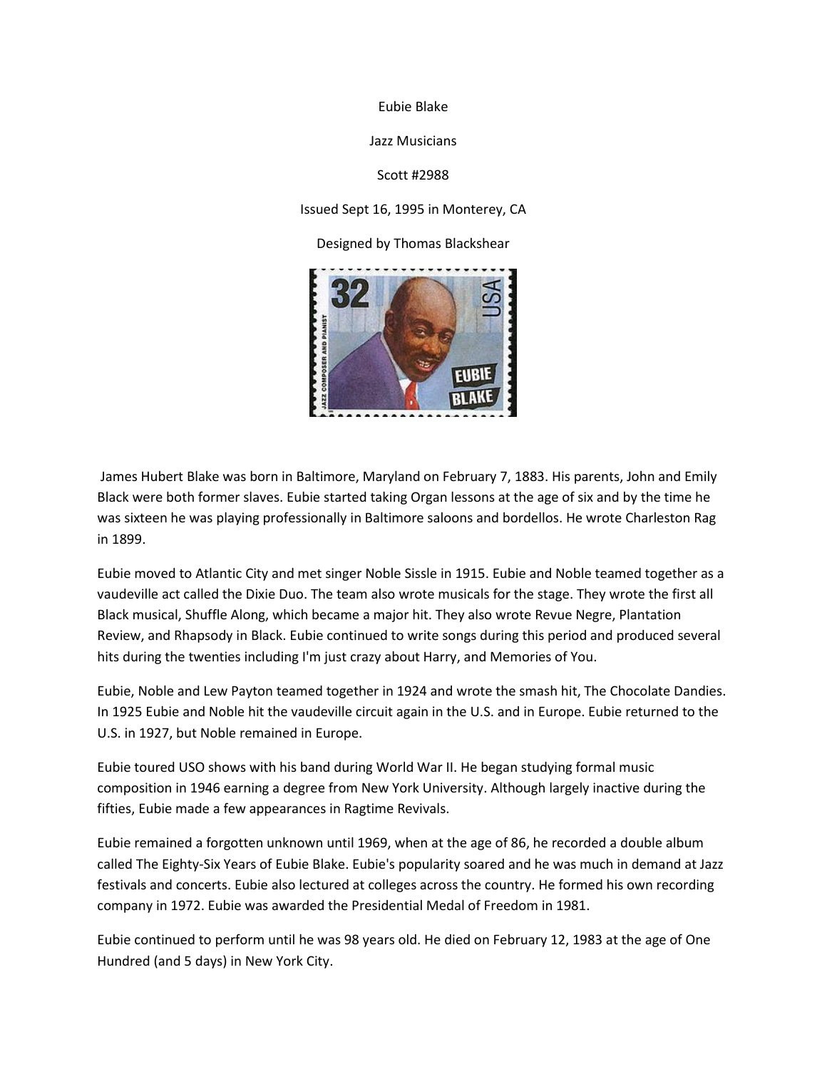Eubie Blake

Jazz Musicians

Scott #2988

Issued Sept 16, 1995 in Monterey, CA

Designed by Thomas Blackshear

James Hubert Blake was born in Baltimore, Maryland on February 7, 1883. His parents, John and Emily Black were both former slaves. Eubie started taking Organ lessons at the age of six and by the time he was sixteen he was playing professionally in Baltimore saloons and bordellos. He wrote Charleston Rag in 1899.

Eubie moved to Atlantic City and met singer Noble Sissle in 1915. Eubie and Noble teamed together as a vaudeville act called the Dixie Duo. The team also wrote musicals for the stage. They wrote the first all Black musical, Shuffle Along, which became a major hit. They also wrote Revue Negre, Plantation Review, and Rhapsody in Black. Eubie continued to write songs during this period and produced several hits during the twenties including I'm just crazy about Harry, and Memories of You.

Eubie, Noble and Lew Payton teamed together in 1924 and wrote the smash hit, The Chocolate Dandies. In 1925 Eubie and Noble hit the vaudeville circuit again in the U.S. and in Europe. Eubie returned to the U.S. in 1927, but Noble remained in Europe.

Eubie toured USO shows with his band during World War II. He began studying formal music composition in 1946 earning a degree from New York University. Although largely inactive during the fifties, Eubie made a few appearances in Ragtime Revivals.

Eubie remained a forgotten unknown until 1969, when at the age of 86, he recorded a double album called The Eighty-Six Years of Eubie Blake. Eubie's popularity soared and he was much in demand at Jazz festivals and concerts. Eubie also lectured at colleges across the country. He formed his own recording company in 1972. Eubie was awarded the Presidential Medal of Freedom in 1981.

Eubie continued to perform until he was 98 years old. He died on February 12, 1983 at the age of One Hundred (and 5 days) in New York City.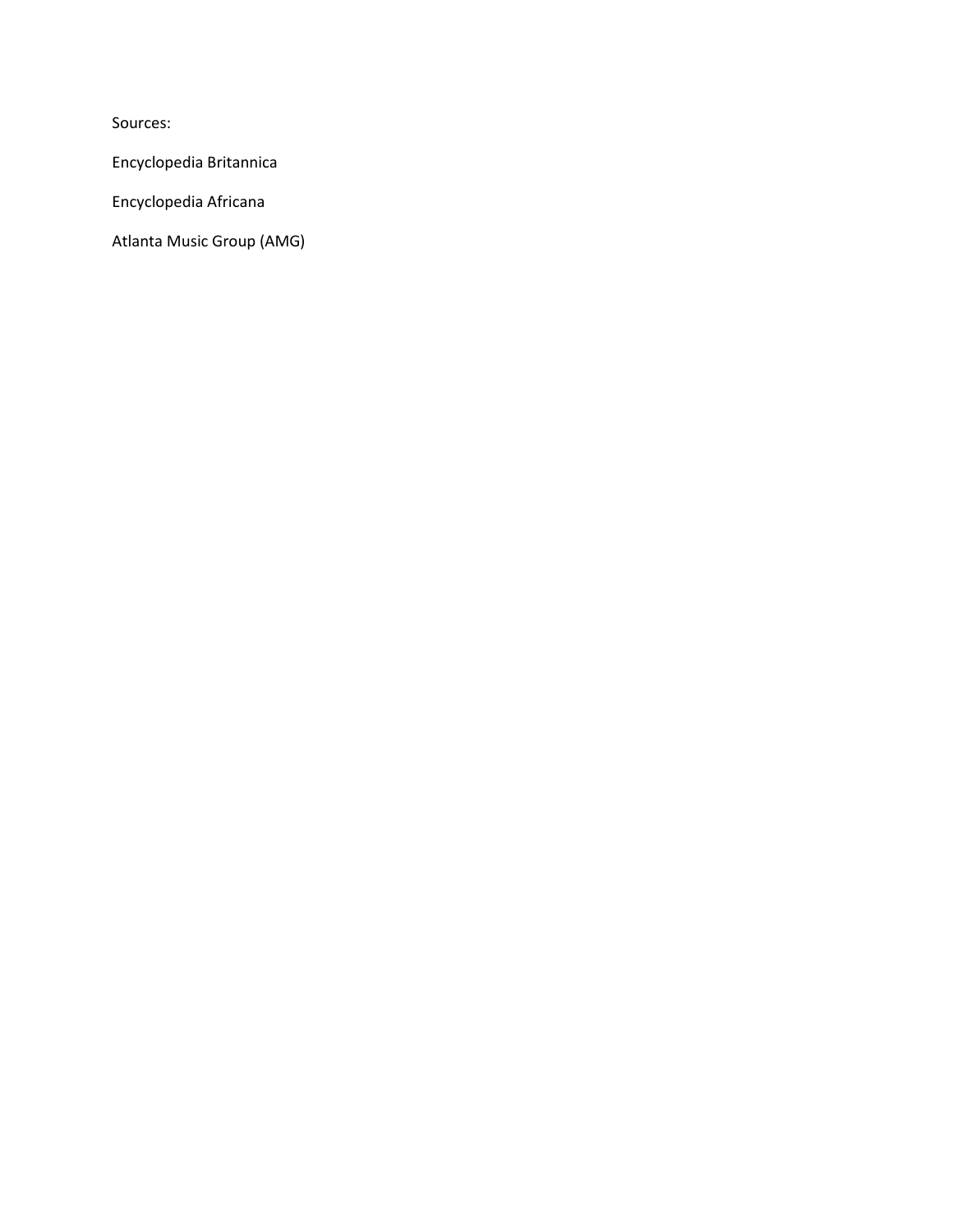Sources:

Encyclopedia Britannica

Encyclopedia Africana

Atlanta Music Group (AMG)